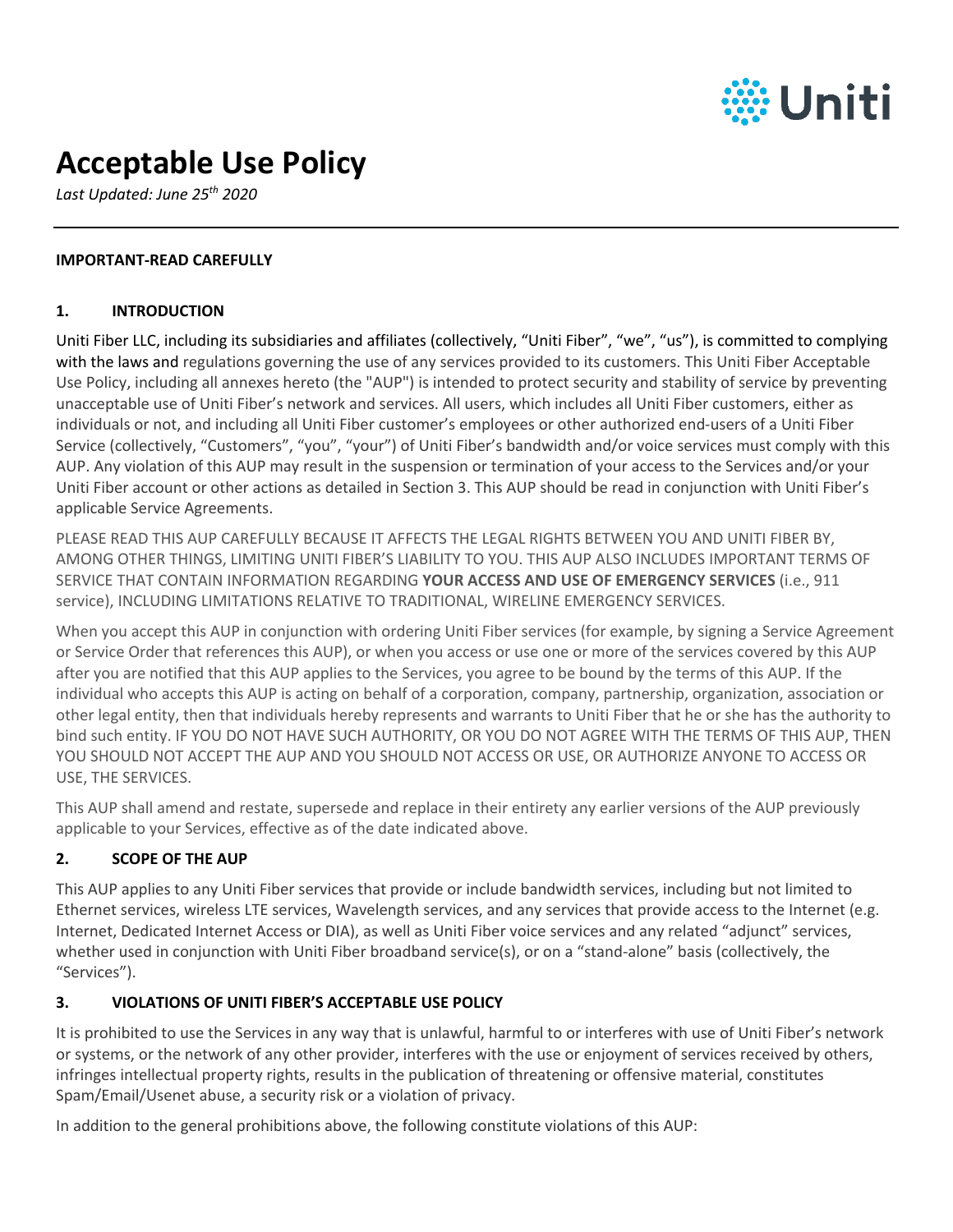# Acceptable Use Policy

*Last Updated: June 25th 2020*

---

**IMPORTANT-READ CAREFULLY**

## 1. INTRODUCTION

Uniti Fiber LLC, including its subsidiaries and affiliates (collectively, "Uniti Fiber", "we", "us"), is committed to complying with the laws and regulations governing the use of any services provided to its customers. This Uniti Fiber Acceptable Use Policy, including all annexes hereto (the "AUP") is intended to protect security and stability of service by preventing unacceptable use of Uniti Fiber's network and services. All users, which includes all Uniti Fiber customers, either as individuals or not, and including all Uniti Fiber customer's employees or other authorized end-users of a Uniti Fiber Service (collectively, "Customers", "you", "your") of Uniti Fiber's bandwidth and/or voice services must comply with this AUP. Any violation of this AUP may result in the suspension or termination of your access to the Services and/or your Uniti Fiber account or other actions as detailed in Section 3. This AUP should be read in conjunction with Uniti Fiber's applicable Service Agreements.

PLEASE READ THIS AUP CAREFULLY BECAUSE IT AFFECTS THE LEGAL RIGHTS BETWEEN YOU AND UNITI FIBER BY, AMONG OTHER THINGS, LIMITING UNITI FIBER'S LIABILITY TO YOU. THIS AUP ALSO INCLUDES IMPORTANT TERMS OF SERVICE THAT CONTAIN INFORMATION REGARDING **YOUR ACCESS AND USE OF EMERGENCY SERVICES** (i.e., 911 service), INCLUDING LIMITATIONS RELATIVE TO TRADITIONAL, WIRELINE EMERGENCY SERVICES.

When you accept this AUP in conjunction with ordering Uniti Fiber services (for example, by signing a Service Agreement or Service Order that references this AUP), or when you access or use one or more of the services covered by this AUP after you are notified that this AUP applies to the Services, you agree to be bound by the terms of this AUP. If the individual who accepts this AUP is acting on behalf of a corporation, company, partnership, organization, association or other legal entity, then that individuals hereby represents and warrants to Uniti Fiber that he or she has the authority to bind such entity. IF YOU DO NOT HAVE SUCH AUTHORITY, OR YOU DO NOT AGREE WITH THE TERMS OF THIS AUP, THEN YOU SHOULD NOT ACCEPT THE AUP AND YOU SHOULD NOT ACCESS OR USE, OR AUTHORIZE ANYONE TO ACCESS OR USE, THE SERVICES.

This AUP shall amend and restate, supersede and replace in their entirety any earlier versions of the AUP previously applicable to your Services, effective as of the date indicated above.

## 2. SCOPE OF THE AUP

This AUP applies to any Uniti Fiber services that provide or include bandwidth services, including but not limited to Ethernet services, wireless LTE services, Wavelength services, and any services that provide access to the Internet (e.g. Internet, Dedicated Internet Access or DIA), as well as Uniti Fiber voice services and any related "adjunct" services, whether used in conjunction with Uniti Fiber broadband service(s), or on a "stand-alone" basis (collectively, the "Services").

## 3. VIOLATIONS OF UNITI FIBER'S ACCEPTABLE USE POLICY

It is prohibited to use the Services in any way that is unlawful, harmful to or interferes with use of Uniti Fiber's network or systems, or the network of any other provider, interferes with the use or enjoyment of services received by others, infringes intellectual property rights, results in the publication of threatening or offensive material, constitutes Spam/Email/Usenet abuse, a security risk or a violation of privacy.

In addition to the general prohibitions above, the following constitute violations of this AUP: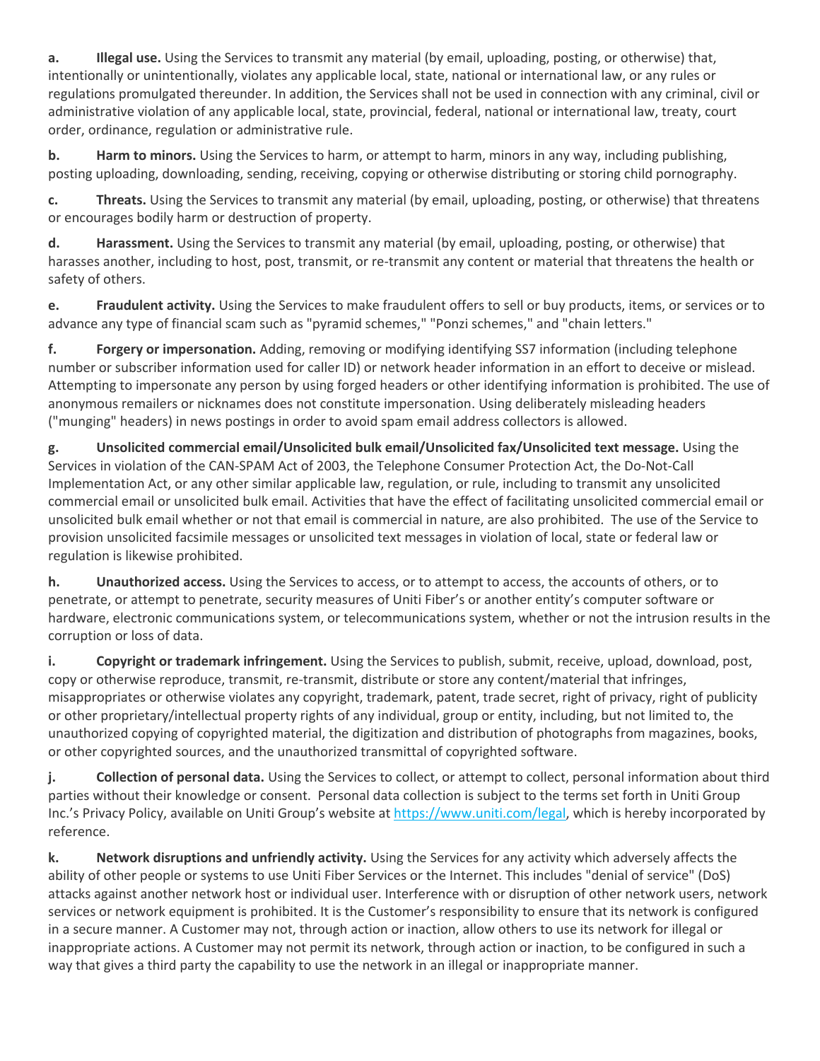**a.** **Illegal use.** Using the Services to transmit any material (by email, uploading, posting, or otherwise) that, intentionally or unintentionally, violates any applicable local, state, national or international law, or any rules or regulations promulgated thereunder. In addition, the Services shall not be used in connection with any criminal, civil or administrative violation of any applicable local, state, provincial, federal, national or international law, treaty, court order, ordinance, regulation or administrative rule.

**b.** **Harm to minors.** Using the Services to harm, or attempt to harm, minors in any way, including publishing, posting uploading, downloading, sending, receiving, copying or otherwise distributing or storing child pornography.

**c.** **Threats.** Using the Services to transmit any material (by email, uploading, posting, or otherwise) that threatens or encourages bodily harm or destruction of property.

**d.** **Harassment.** Using the Services to transmit any material (by email, uploading, posting, or otherwise) that harasses another, including to host, post, transmit, or re-transmit any content or material that threatens the health or safety of others.

**e.** **Fraudulent activity.** Using the Services to make fraudulent offers to sell or buy products, items, or services or to advance any type of financial scam such as "pyramid schemes," "Ponzi schemes," and "chain letters."

**f.** **Forgery or impersonation.** Adding, removing or modifying identifying SS7 information (including telephone number or subscriber information used for caller ID) or network header information in an effort to deceive or mislead. Attempting to impersonate any person by using forged headers or other identifying information is prohibited. The use of anonymous remailers or nicknames does not constitute impersonation. Using deliberately misleading headers ("munging" headers) in news postings in order to avoid spam email address collectors is allowed.

**g.** **Unsolicited commercial email/Unsolicited bulk email/Unsolicited fax/Unsolicited text message.** Using the Services in violation of the CAN-SPAM Act of 2003, the Telephone Consumer Protection Act, the Do-Not-Call Implementation Act, or any other similar applicable law, regulation, or rule, including to transmit any unsolicited commercial email or unsolicited bulk email. Activities that have the effect of facilitating unsolicited commercial email or unsolicited bulk email whether or not that email is commercial in nature, are also prohibited. The use of the Service to provision unsolicited facsimile messages or unsolicited text messages in violation of local, state or federal law or regulation is likewise prohibited.

**h.** **Unauthorized access.** Using the Services to access, or to attempt to access, the accounts of others, or to penetrate, or attempt to penetrate, security measures of Uniti Fiber's or another entity's computer software or hardware, electronic communications system, or telecommunications system, whether or not the intrusion results in the corruption or loss of data.

**i.** **Copyright or trademark infringement.** Using the Services to publish, submit, receive, upload, download, post, copy or otherwise reproduce, transmit, re-transmit, distribute or store any content/material that infringes, misappropriates or otherwise violates any copyright, trademark, patent, trade secret, right of privacy, right of publicity or other proprietary/intellectual property rights of any individual, group or entity, including, but not limited to, the unauthorized copying of copyrighted material, the digitization and distribution of photographs from magazines, books, or other copyrighted sources, and the unauthorized transmittal of copyrighted software.

**j.** **Collection of personal data.** Using the Services to collect, or attempt to collect, personal information about third parties without their knowledge or consent. Personal data collection is subject to the terms set forth in Uniti Group Inc.'s Privacy Policy, available on Uniti Group's website at https://www.uniti.com/legal, which is hereby incorporated by reference.

**k.** **Network disruptions and unfriendly activity.** Using the Services for any activity which adversely affects the ability of other people or systems to use Uniti Fiber Services or the Internet. This includes "denial of service" (DoS) attacks against another network host or individual user. Interference with or disruption of other network users, network services or network equipment is prohibited. It is the Customer's responsibility to ensure that its network is configured in a secure manner. A Customer may not, through action or inaction, allow others to use its network for illegal or inappropriate actions. A Customer may not permit its network, through action or inaction, to be configured in such a way that gives a third party the capability to use the network in an illegal or inappropriate manner.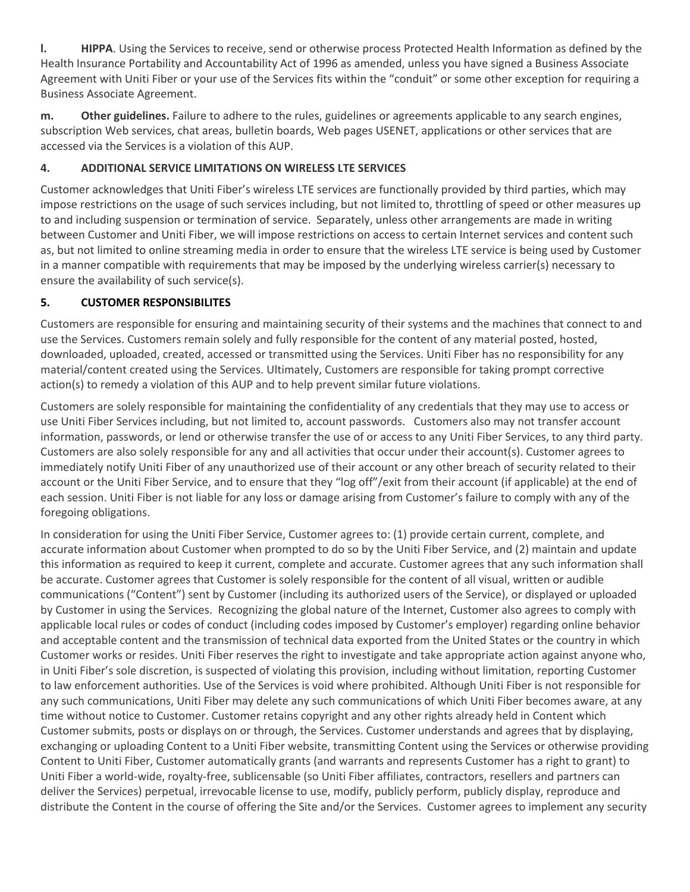**l. HIPPA**. Using the Services to receive, send or otherwise process Protected Health Information as defined by the Health Insurance Portability and Accountability Act of 1996 as amended, unless you have signed a Business Associate Agreement with Uniti Fiber or your use of the Services fits within the "conduit" or some other exception for requiring a Business Associate Agreement.

**m. Other guidelines.** Failure to adhere to the rules, guidelines or agreements applicable to any search engines, subscription Web services, chat areas, bulletin boards, Web pages USENET, applications or other services that are accessed via the Services is a violation of this AUP.

## 4. ADDITIONAL SERVICE LIMITATIONS ON WIRELESS LTE SERVICES

Customer acknowledges that Uniti Fiber's wireless LTE services are functionally provided by third parties, which may impose restrictions on the usage of such services including, but not limited to, throttling of speed or other measures up to and including suspension or termination of service. Separately, unless other arrangements are made in writing between Customer and Uniti Fiber, we will impose restrictions on access to certain Internet services and content such as, but not limited to online streaming media in order to ensure that the wireless LTE service is being used by Customer in a manner compatible with requirements that may be imposed by the underlying wireless carrier(s) necessary to ensure the availability of such service(s).

## 5. CUSTOMER RESPONSIBILITES

Customers are responsible for ensuring and maintaining security of their systems and the machines that connect to and use the Services. Customers remain solely and fully responsible for the content of any material posted, hosted, downloaded, uploaded, created, accessed or transmitted using the Services. Uniti Fiber has no responsibility for any material/content created using the Services. Ultimately, Customers are responsible for taking prompt corrective action(s) to remedy a violation of this AUP and to help prevent similar future violations.

Customers are solely responsible for maintaining the confidentiality of any credentials that they may use to access or use Uniti Fiber Services including, but not limited to, account passwords. Customers also may not transfer account information, passwords, or lend or otherwise transfer the use of or access to any Uniti Fiber Services, to any third party. Customers are also solely responsible for any and all activities that occur under their account(s). Customer agrees to immediately notify Uniti Fiber of any unauthorized use of their account or any other breach of security related to their account or the Uniti Fiber Service, and to ensure that they "log off"/exit from their account (if applicable) at the end of each session. Uniti Fiber is not liable for any loss or damage arising from Customer's failure to comply with any of the foregoing obligations.

In consideration for using the Uniti Fiber Service, Customer agrees to: (1) provide certain current, complete, and accurate information about Customer when prompted to do so by the Uniti Fiber Service, and (2) maintain and update this information as required to keep it current, complete and accurate. Customer agrees that any such information shall be accurate. Customer agrees that Customer is solely responsible for the content of all visual, written or audible communications ("Content") sent by Customer (including its authorized users of the Service), or displayed or uploaded by Customer in using the Services. Recognizing the global nature of the Internet, Customer also agrees to comply with applicable local rules or codes of conduct (including codes imposed by Customer's employer) regarding online behavior and acceptable content and the transmission of technical data exported from the United States or the country in which Customer works or resides. Uniti Fiber reserves the right to investigate and take appropriate action against anyone who, in Uniti Fiber's sole discretion, is suspected of violating this provision, including without limitation, reporting Customer to law enforcement authorities. Use of the Services is void where prohibited. Although Uniti Fiber is not responsible for any such communications, Uniti Fiber may delete any such communications of which Uniti Fiber becomes aware, at any time without notice to Customer. Customer retains copyright and any other rights already held in Content which Customer submits, posts or displays on or through, the Services. Customer understands and agrees that by displaying, exchanging or uploading Content to a Uniti Fiber website, transmitting Content using the Services or otherwise providing Content to Uniti Fiber, Customer automatically grants (and warrants and represents Customer has a right to grant) to Uniti Fiber a world-wide, royalty-free, sublicensable (so Uniti Fiber affiliates, contractors, resellers and partners can deliver the Services) perpetual, irrevocable license to use, modify, publicly perform, publicly display, reproduce and distribute the Content in the course of offering the Site and/or the Services. Customer agrees to implement any security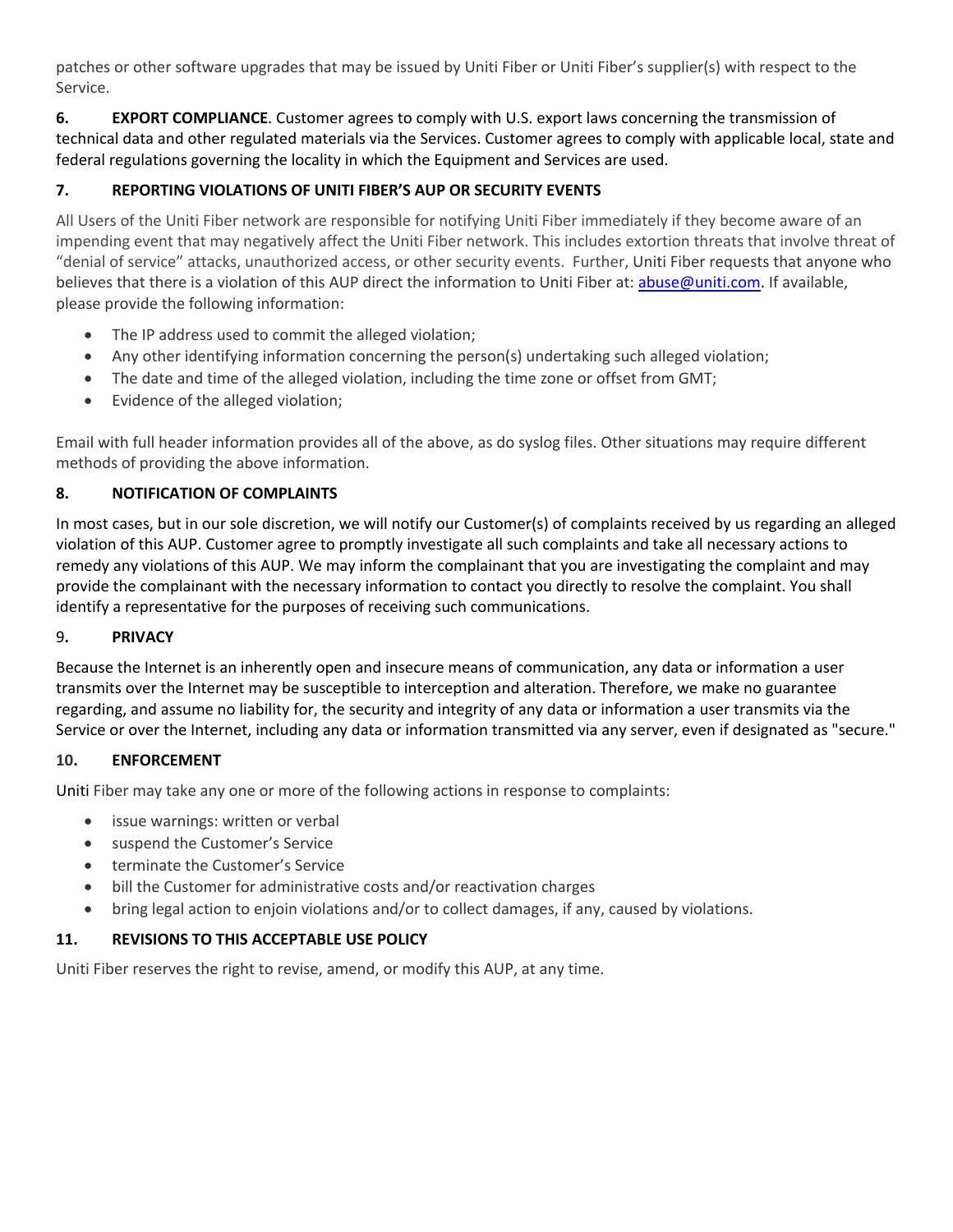patches or other software upgrades that may be issued by Uniti Fiber or Uniti Fiber's supplier(s) with respect to the Service.

**6. EXPORT COMPLIANCE**. Customer agrees to comply with U.S. export laws concerning the transmission of technical data and other regulated materials via the Services. Customer agrees to comply with applicable local, state and federal regulations governing the locality in which the Equipment and Services are used.

**7. REPORTING VIOLATIONS OF UNITI FIBER'S AUP OR SECURITY EVENTS**

All Users of the Uniti Fiber network are responsible for notifying Uniti Fiber immediately if they become aware of an impending event that may negatively affect the Uniti Fiber network. This includes extortion threats that involve threat of "denial of service" attacks, unauthorized access, or other security events. Further, Uniti Fiber requests that anyone who believes that there is a violation of this AUP direct the information to Uniti Fiber at: abuse@uniti.com. If available, please provide the following information:

- The IP address used to commit the alleged violation;
- Any other identifying information concerning the person(s) undertaking such alleged violation;
- The date and time of the alleged violation, including the time zone or offset from GMT;
- Evidence of the alleged violation;

Email with full header information provides all of the above, as do syslog files. Other situations may require different methods of providing the above information.

**8. NOTIFICATION OF COMPLAINTS**

In most cases, but in our sole discretion, we will notify our Customer(s) of complaints received by us regarding an alleged violation of this AUP. Customer agree to promptly investigate all such complaints and take all necessary actions to remedy any violations of this AUP. We may inform the complainant that you are investigating the complaint and may provide the complainant with the necessary information to contact you directly to resolve the complaint. You shall identify a representative for the purposes of receiving such communications.

**9. PRIVACY**

Because the Internet is an inherently open and insecure means of communication, any data or information a user transmits over the Internet may be susceptible to interception and alteration. Therefore, we make no guarantee regarding, and assume no liability for, the security and integrity of any data or information a user transmits via the Service or over the Internet, including any data or information transmitted via any server, even if designated as "secure."

**10. ENFORCEMENT**

Uniti Fiber may take any one or more of the following actions in response to complaints:

- issue warnings: written or verbal
- suspend the Customer's Service
- terminate the Customer's Service
- bill the Customer for administrative costs and/or reactivation charges
- bring legal action to enjoin violations and/or to collect damages, if any, caused by violations.

**11. REVISIONS TO THIS ACCEPTABLE USE POLICY**

Uniti Fiber reserves the right to revise, amend, or modify this AUP, at any time.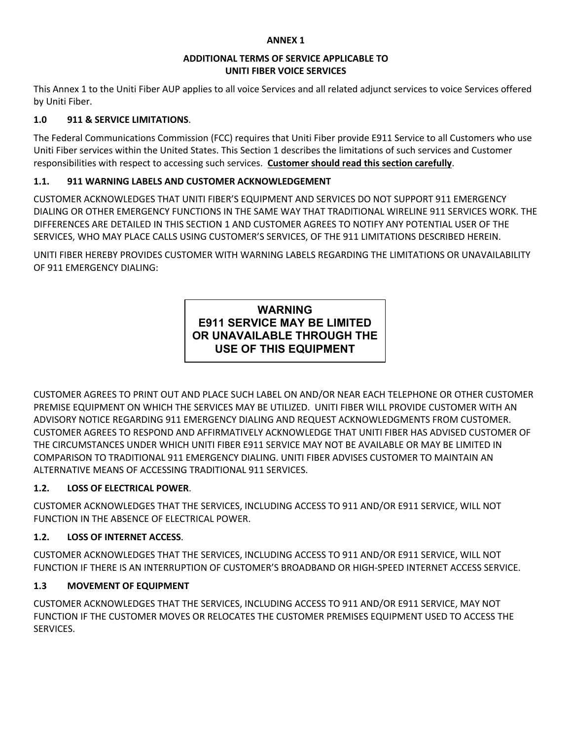**ANNEX 1**

**ADDITIONAL TERMS OF SERVICE APPLICABLE TO UNITI FIBER VOICE SERVICES**

This Annex 1 to the Uniti Fiber AUP applies to all voice Services and all related adjunct services to voice Services offered by Uniti Fiber.

**1.0 911 & SERVICE LIMITATIONS**.

The Federal Communications Commission (FCC) requires that Uniti Fiber provide E911 Service to all Customers who use Uniti Fiber services within the United States. This Section 1 describes the limitations of such services and Customer responsibilities with respect to accessing such services. **Customer should read this section carefully**.

**1.1. 911 WARNING LABELS AND CUSTOMER ACKNOWLEDGEMENT**

CUSTOMER ACKNOWLEDGES THAT UNITI FIBER'S EQUIPMENT AND SERVICES DO NOT SUPPORT 911 EMERGENCY DIALING OR OTHER EMERGENCY FUNCTIONS IN THE SAME WAY THAT TRADITIONAL WIRELINE 911 SERVICES WORK. THE DIFFERENCES ARE DETAILED IN THIS SECTION 1 AND CUSTOMER AGREES TO NOTIFY ANY POTENTIAL USER OF THE SERVICES, WHO MAY PLACE CALLS USING CUSTOMER'S SERVICES, OF THE 911 LIMITATIONS DESCRIBED HEREIN.

UNITI FIBER HEREBY PROVIDES CUSTOMER WITH WARNING LABELS REGARDING THE LIMITATIONS OR UNAVAILABILITY OF 911 EMERGENCY DIALING:

| **WARNING** **E911 SERVICE MAY BE LIMITED OR UNAVAILABLE THROUGH THE USE OF THIS EQUIPMENT** |
|---|

CUSTOMER AGREES TO PRINT OUT AND PLACE SUCH LABEL ON AND/OR NEAR EACH TELEPHONE OR OTHER CUSTOMER PREMISE EQUIPMENT ON WHICH THE SERVICES MAY BE UTILIZED. UNITI FIBER WILL PROVIDE CUSTOMER WITH AN ADVISORY NOTICE REGARDING 911 EMERGENCY DIALING AND REQUEST ACKNOWLEDGMENTS FROM CUSTOMER. CUSTOMER AGREES TO RESPOND AND AFFIRMATIVELY ACKNOWLEDGE THAT UNITI FIBER HAS ADVISED CUSTOMER OF THE CIRCUMSTANCES UNDER WHICH UNITI FIBER E911 SERVICE MAY NOT BE AVAILABLE OR MAY BE LIMITED IN COMPARISON TO TRADITIONAL 911 EMERGENCY DIALING. UNITI FIBER ADVISES CUSTOMER TO MAINTAIN AN ALTERNATIVE MEANS OF ACCESSING TRADITIONAL 911 SERVICES.

**1.2. LOSS OF ELECTRICAL POWER**.

CUSTOMER ACKNOWLEDGES THAT THE SERVICES, INCLUDING ACCESS TO 911 AND/OR E911 SERVICE, WILL NOT FUNCTION IN THE ABSENCE OF ELECTRICAL POWER.

**1.2. LOSS OF INTERNET ACCESS**.

CUSTOMER ACKNOWLEDGES THAT THE SERVICES, INCLUDING ACCESS TO 911 AND/OR E911 SERVICE, WILL NOT FUNCTION IF THERE IS AN INTERRUPTION OF CUSTOMER'S BROADBAND OR HIGH-SPEED INTERNET ACCESS SERVICE.

**1.3 MOVEMENT OF EQUIPMENT**

CUSTOMER ACKNOWLEDGES THAT THE SERVICES, INCLUDING ACCESS TO 911 AND/OR E911 SERVICE, MAY NOT FUNCTION IF THE CUSTOMER MOVES OR RELOCATES THE CUSTOMER PREMISES EQUIPMENT USED TO ACCESS THE SERVICES.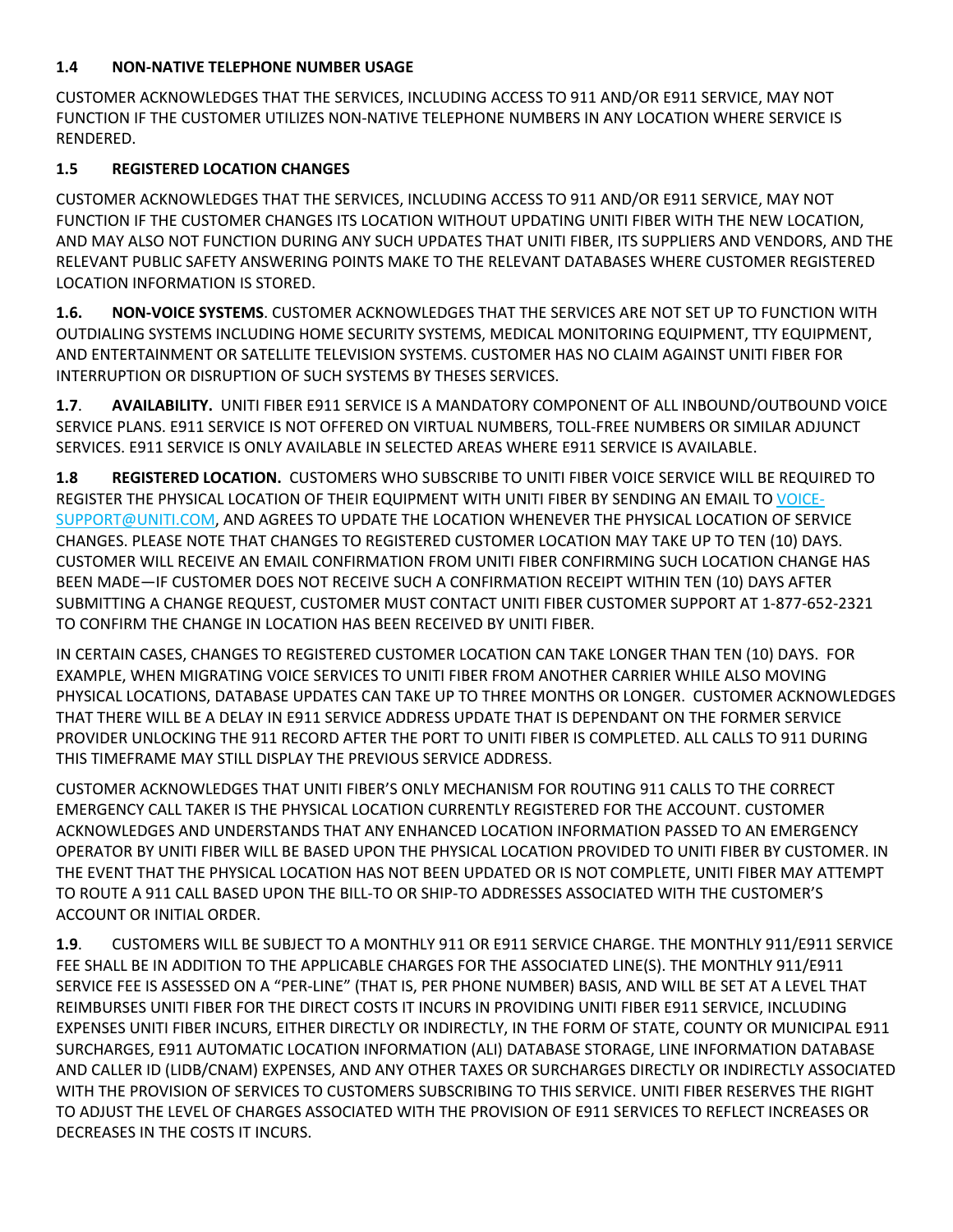**1.4 NON-NATIVE TELEPHONE NUMBER USAGE**

CUSTOMER ACKNOWLEDGES THAT THE SERVICES, INCLUDING ACCESS TO 911 AND/OR E911 SERVICE, MAY NOT FUNCTION IF THE CUSTOMER UTILIZES NON-NATIVE TELEPHONE NUMBERS IN ANY LOCATION WHERE SERVICE IS RENDERED.

**1.5 REGISTERED LOCATION CHANGES**

CUSTOMER ACKNOWLEDGES THAT THE SERVICES, INCLUDING ACCESS TO 911 AND/OR E911 SERVICE, MAY NOT FUNCTION IF THE CUSTOMER CHANGES ITS LOCATION WITHOUT UPDATING UNITI FIBER WITH THE NEW LOCATION, AND MAY ALSO NOT FUNCTION DURING ANY SUCH UPDATES THAT UNITI FIBER, ITS SUPPLIERS AND VENDORS, AND THE RELEVANT PUBLIC SAFETY ANSWERING POINTS MAKE TO THE RELEVANT DATABASES WHERE CUSTOMER REGISTERED LOCATION INFORMATION IS STORED.

**1.6. NON-VOICE SYSTEMS**. CUSTOMER ACKNOWLEDGES THAT THE SERVICES ARE NOT SET UP TO FUNCTION WITH OUTDIALING SYSTEMS INCLUDING HOME SECURITY SYSTEMS, MEDICAL MONITORING EQUIPMENT, TTY EQUIPMENT, AND ENTERTAINMENT OR SATELLITE TELEVISION SYSTEMS. CUSTOMER HAS NO CLAIM AGAINST UNITI FIBER FOR INTERRUPTION OR DISRUPTION OF SUCH SYSTEMS BY THESES SERVICES.

**1.7**. **AVAILABILITY.** UNITI FIBER E911 SERVICE IS A MANDATORY COMPONENT OF ALL INBOUND/OUTBOUND VOICE SERVICE PLANS. E911 SERVICE IS NOT OFFERED ON VIRTUAL NUMBERS, TOLL-FREE NUMBERS OR SIMILAR ADJUNCT SERVICES. E911 SERVICE IS ONLY AVAILABLE IN SELECTED AREAS WHERE E911 SERVICE IS AVAILABLE.

**1.8 REGISTERED LOCATION.** CUSTOMERS WHO SUBSCRIBE TO UNITI FIBER VOICE SERVICE WILL BE REQUIRED TO REGISTER THE PHYSICAL LOCATION OF THEIR EQUIPMENT WITH UNITI FIBER BY SENDING AN EMAIL TO VOICE-SUPPORT@UNITI.COM, AND AGREES TO UPDATE THE LOCATION WHENEVER THE PHYSICAL LOCATION OF SERVICE CHANGES. PLEASE NOTE THAT CHANGES TO REGISTERED CUSTOMER LOCATION MAY TAKE UP TO TEN (10) DAYS. CUSTOMER WILL RECEIVE AN EMAIL CONFIRMATION FROM UNITI FIBER CONFIRMING SUCH LOCATION CHANGE HAS BEEN MADE—IF CUSTOMER DOES NOT RECEIVE SUCH A CONFIRMATION RECEIPT WITHIN TEN (10) DAYS AFTER SUBMITTING A CHANGE REQUEST, CUSTOMER MUST CONTACT UNITI FIBER CUSTOMER SUPPORT AT 1-877-652-2321 TO CONFIRM THE CHANGE IN LOCATION HAS BEEN RECEIVED BY UNITI FIBER.

IN CERTAIN CASES, CHANGES TO REGISTERED CUSTOMER LOCATION CAN TAKE LONGER THAN TEN (10) DAYS. FOR EXAMPLE, WHEN MIGRATING VOICE SERVICES TO UNITI FIBER FROM ANOTHER CARRIER WHILE ALSO MOVING PHYSICAL LOCATIONS, DATABASE UPDATES CAN TAKE UP TO THREE MONTHS OR LONGER. CUSTOMER ACKNOWLEDGES THAT THERE WILL BE A DELAY IN E911 SERVICE ADDRESS UPDATE THAT IS DEPENDANT ON THE FORMER SERVICE PROVIDER UNLOCKING THE 911 RECORD AFTER THE PORT TO UNITI FIBER IS COMPLETED. ALL CALLS TO 911 DURING THIS TIMEFRAME MAY STILL DISPLAY THE PREVIOUS SERVICE ADDRESS.

CUSTOMER ACKNOWLEDGES THAT UNITI FIBER'S ONLY MECHANISM FOR ROUTING 911 CALLS TO THE CORRECT EMERGENCY CALL TAKER IS THE PHYSICAL LOCATION CURRENTLY REGISTERED FOR THE ACCOUNT. CUSTOMER ACKNOWLEDGES AND UNDERSTANDS THAT ANY ENHANCED LOCATION INFORMATION PASSED TO AN EMERGENCY OPERATOR BY UNITI FIBER WILL BE BASED UPON THE PHYSICAL LOCATION PROVIDED TO UNITI FIBER BY CUSTOMER. IN THE EVENT THAT THE PHYSICAL LOCATION HAS NOT BEEN UPDATED OR IS NOT COMPLETE, UNITI FIBER MAY ATTEMPT TO ROUTE A 911 CALL BASED UPON THE BILL-TO OR SHIP-TO ADDRESSES ASSOCIATED WITH THE CUSTOMER'S ACCOUNT OR INITIAL ORDER.

**1.9**. CUSTOMERS WILL BE SUBJECT TO A MONTHLY 911 OR E911 SERVICE CHARGE. THE MONTHLY 911/E911 SERVICE FEE SHALL BE IN ADDITION TO THE APPLICABLE CHARGES FOR THE ASSOCIATED LINE(S). THE MONTHLY 911/E911 SERVICE FEE IS ASSESSED ON A "PER-LINE" (THAT IS, PER PHONE NUMBER) BASIS, AND WILL BE SET AT A LEVEL THAT REIMBURSES UNITI FIBER FOR THE DIRECT COSTS IT INCURS IN PROVIDING UNITI FIBER E911 SERVICE, INCLUDING EXPENSES UNITI FIBER INCURS, EITHER DIRECTLY OR INDIRECTLY, IN THE FORM OF STATE, COUNTY OR MUNICIPAL E911 SURCHARGES, E911 AUTOMATIC LOCATION INFORMATION (ALI) DATABASE STORAGE, LINE INFORMATION DATABASE AND CALLER ID (LIDB/CNAM) EXPENSES, AND ANY OTHER TAXES OR SURCHARGES DIRECTLY OR INDIRECTLY ASSOCIATED WITH THE PROVISION OF SERVICES TO CUSTOMERS SUBSCRIBING TO THIS SERVICE. UNITI FIBER RESERVES THE RIGHT TO ADJUST THE LEVEL OF CHARGES ASSOCIATED WITH THE PROVISION OF E911 SERVICES TO REFLECT INCREASES OR DECREASES IN THE COSTS IT INCURS.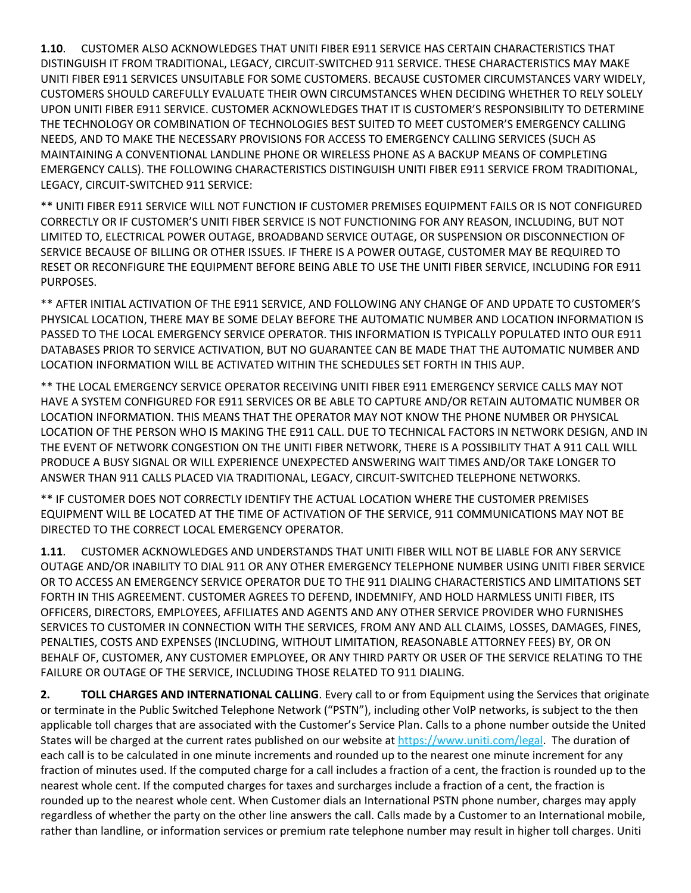**1.10**. CUSTOMER ALSO ACKNOWLEDGES THAT UNITI FIBER E911 SERVICE HAS CERTAIN CHARACTERISTICS THAT DISTINGUISH IT FROM TRADITIONAL, LEGACY, CIRCUIT-SWITCHED 911 SERVICE. THESE CHARACTERISTICS MAY MAKE UNITI FIBER E911 SERVICES UNSUITABLE FOR SOME CUSTOMERS. BECAUSE CUSTOMER CIRCUMSTANCES VARY WIDELY, CUSTOMERS SHOULD CAREFULLY EVALUATE THEIR OWN CIRCUMSTANCES WHEN DECIDING WHETHER TO RELY SOLELY UPON UNITI FIBER E911 SERVICE. CUSTOMER ACKNOWLEDGES THAT IT IS CUSTOMER'S RESPONSIBILITY TO DETERMINE THE TECHNOLOGY OR COMBINATION OF TECHNOLOGIES BEST SUITED TO MEET CUSTOMER'S EMERGENCY CALLING NEEDS, AND TO MAKE THE NECESSARY PROVISIONS FOR ACCESS TO EMERGENCY CALLING SERVICES (SUCH AS MAINTAINING A CONVENTIONAL LANDLINE PHONE OR WIRELESS PHONE AS A BACKUP MEANS OF COMPLETING EMERGENCY CALLS). THE FOLLOWING CHARACTERISTICS DISTINGUISH UNITI FIBER E911 SERVICE FROM TRADITIONAL, LEGACY, CIRCUIT-SWITCHED 911 SERVICE:

** UNITI FIBER E911 SERVICE WILL NOT FUNCTION IF CUSTOMER PREMISES EQUIPMENT FAILS OR IS NOT CONFIGURED CORRECTLY OR IF CUSTOMER'S UNITI FIBER SERVICE IS NOT FUNCTIONING FOR ANY REASON, INCLUDING, BUT NOT LIMITED TO, ELECTRICAL POWER OUTAGE, BROADBAND SERVICE OUTAGE, OR SUSPENSION OR DISCONNECTION OF SERVICE BECAUSE OF BILLING OR OTHER ISSUES. IF THERE IS A POWER OUTAGE, CUSTOMER MAY BE REQUIRED TO RESET OR RECONFIGURE THE EQUIPMENT BEFORE BEING ABLE TO USE THE UNITI FIBER SERVICE, INCLUDING FOR E911 PURPOSES.

** AFTER INITIAL ACTIVATION OF THE E911 SERVICE, AND FOLLOWING ANY CHANGE OF AND UPDATE TO CUSTOMER'S PHYSICAL LOCATION, THERE MAY BE SOME DELAY BEFORE THE AUTOMATIC NUMBER AND LOCATION INFORMATION IS PASSED TO THE LOCAL EMERGENCY SERVICE OPERATOR. THIS INFORMATION IS TYPICALLY POPULATED INTO OUR E911 DATABASES PRIOR TO SERVICE ACTIVATION, BUT NO GUARANTEE CAN BE MADE THAT THE AUTOMATIC NUMBER AND LOCATION INFORMATION WILL BE ACTIVATED WITHIN THE SCHEDULES SET FORTH IN THIS AUP.

** THE LOCAL EMERGENCY SERVICE OPERATOR RECEIVING UNITI FIBER E911 EMERGENCY SERVICE CALLS MAY NOT HAVE A SYSTEM CONFIGURED FOR E911 SERVICES OR BE ABLE TO CAPTURE AND/OR RETAIN AUTOMATIC NUMBER OR LOCATION INFORMATION. THIS MEANS THAT THE OPERATOR MAY NOT KNOW THE PHONE NUMBER OR PHYSICAL LOCATION OF THE PERSON WHO IS MAKING THE E911 CALL. DUE TO TECHNICAL FACTORS IN NETWORK DESIGN, AND IN THE EVENT OF NETWORK CONGESTION ON THE UNITI FIBER NETWORK, THERE IS A POSSIBILITY THAT A 911 CALL WILL PRODUCE A BUSY SIGNAL OR WILL EXPERIENCE UNEXPECTED ANSWERING WAIT TIMES AND/OR TAKE LONGER TO ANSWER THAN 911 CALLS PLACED VIA TRADITIONAL, LEGACY, CIRCUIT-SWITCHED TELEPHONE NETWORKS.

** IF CUSTOMER DOES NOT CORRECTLY IDENTIFY THE ACTUAL LOCATION WHERE THE CUSTOMER PREMISES EQUIPMENT WILL BE LOCATED AT THE TIME OF ACTIVATION OF THE SERVICE, 911 COMMUNICATIONS MAY NOT BE DIRECTED TO THE CORRECT LOCAL EMERGENCY OPERATOR.

**1.11**. CUSTOMER ACKNOWLEDGES AND UNDERSTANDS THAT UNITI FIBER WILL NOT BE LIABLE FOR ANY SERVICE OUTAGE AND/OR INABILITY TO DIAL 911 OR ANY OTHER EMERGENCY TELEPHONE NUMBER USING UNITI FIBER SERVICE OR TO ACCESS AN EMERGENCY SERVICE OPERATOR DUE TO THE 911 DIALING CHARACTERISTICS AND LIMITATIONS SET FORTH IN THIS AGREEMENT. CUSTOMER AGREES TO DEFEND, INDEMNIFY, AND HOLD HARMLESS UNITI FIBER, ITS OFFICERS, DIRECTORS, EMPLOYEES, AFFILIATES AND AGENTS AND ANY OTHER SERVICE PROVIDER WHO FURNISHES SERVICES TO CUSTOMER IN CONNECTION WITH THE SERVICES, FROM ANY AND ALL CLAIMS, LOSSES, DAMAGES, FINES, PENALTIES, COSTS AND EXPENSES (INCLUDING, WITHOUT LIMITATION, REASONABLE ATTORNEY FEES) BY, OR ON BEHALF OF, CUSTOMER, ANY CUSTOMER EMPLOYEE, OR ANY THIRD PARTY OR USER OF THE SERVICE RELATING TO THE FAILURE OR OUTAGE OF THE SERVICE, INCLUDING THOSE RELATED TO 911 DIALING.

**2. TOLL CHARGES AND INTERNATIONAL CALLING**. Every call to or from Equipment using the Services that originate or terminate in the Public Switched Telephone Network ("PSTN"), including other VoIP networks, is subject to the then applicable toll charges that are associated with the Customer's Service Plan. Calls to a phone number outside the United States will be charged at the current rates published on our website at [https://www.uniti.com/legal](https://www.uniti.com/legal). The duration of each call is to be calculated in one minute increments and rounded up to the nearest one minute increment for any fraction of minutes used. If the computed charge for a call includes a fraction of a cent, the fraction is rounded up to the nearest whole cent. If the computed charges for taxes and surcharges include a fraction of a cent, the fraction is rounded up to the nearest whole cent. When Customer dials an International PSTN phone number, charges may apply regardless of whether the party on the other line answers the call. Calls made by a Customer to an International mobile, rather than landline, or information services or premium rate telephone number may result in higher toll charges. Uniti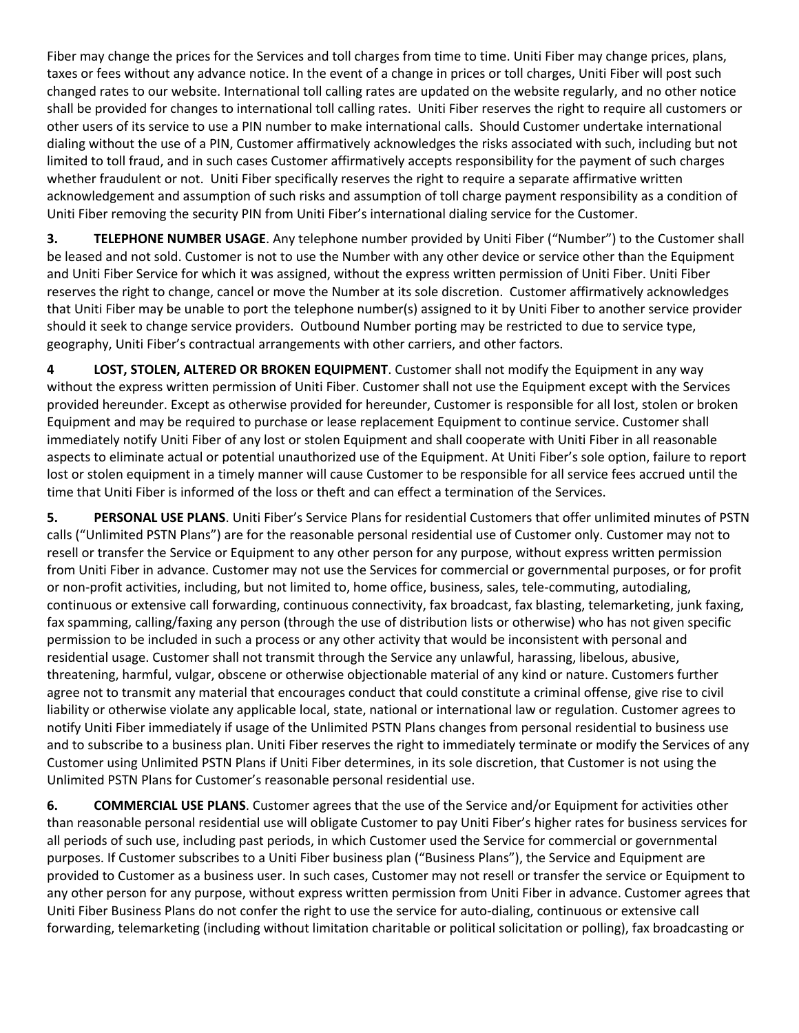Fiber may change the prices for the Services and toll charges from time to time. Uniti Fiber may change prices, plans, taxes or fees without any advance notice. In the event of a change in prices or toll charges, Uniti Fiber will post such changed rates to our website. International toll calling rates are updated on the website regularly, and no other notice shall be provided for changes to international toll calling rates. Uniti Fiber reserves the right to require all customers or other users of its service to use a PIN number to make international calls. Should Customer undertake international dialing without the use of a PIN, Customer affirmatively acknowledges the risks associated with such, including but not limited to toll fraud, and in such cases Customer affirmatively accepts responsibility for the payment of such charges whether fraudulent or not. Uniti Fiber specifically reserves the right to require a separate affirmative written acknowledgement and assumption of such risks and assumption of toll charge payment responsibility as a condition of Uniti Fiber removing the security PIN from Uniti Fiber's international dialing service for the Customer.

**3. TELEPHONE NUMBER USAGE**. Any telephone number provided by Uniti Fiber ("Number") to the Customer shall be leased and not sold. Customer is not to use the Number with any other device or service other than the Equipment and Uniti Fiber Service for which it was assigned, without the express written permission of Uniti Fiber. Uniti Fiber reserves the right to change, cancel or move the Number at its sole discretion. Customer affirmatively acknowledges that Uniti Fiber may be unable to port the telephone number(s) assigned to it by Uniti Fiber to another service provider should it seek to change service providers. Outbound Number porting may be restricted to due to service type, geography, Uniti Fiber's contractual arrangements with other carriers, and other factors.

**4 LOST, STOLEN, ALTERED OR BROKEN EQUIPMENT**. Customer shall not modify the Equipment in any way without the express written permission of Uniti Fiber. Customer shall not use the Equipment except with the Services provided hereunder. Except as otherwise provided for hereunder, Customer is responsible for all lost, stolen or broken Equipment and may be required to purchase or lease replacement Equipment to continue service. Customer shall immediately notify Uniti Fiber of any lost or stolen Equipment and shall cooperate with Uniti Fiber in all reasonable aspects to eliminate actual or potential unauthorized use of the Equipment. At Uniti Fiber's sole option, failure to report lost or stolen equipment in a timely manner will cause Customer to be responsible for all service fees accrued until the time that Uniti Fiber is informed of the loss or theft and can effect a termination of the Services.

**5. PERSONAL USE PLANS**. Uniti Fiber's Service Plans for residential Customers that offer unlimited minutes of PSTN calls ("Unlimited PSTN Plans") are for the reasonable personal residential use of Customer only. Customer may not to resell or transfer the Service or Equipment to any other person for any purpose, without express written permission from Uniti Fiber in advance. Customer may not use the Services for commercial or governmental purposes, or for profit or non-profit activities, including, but not limited to, home office, business, sales, tele-commuting, autodialing, continuous or extensive call forwarding, continuous connectivity, fax broadcast, fax blasting, telemarketing, junk faxing, fax spamming, calling/faxing any person (through the use of distribution lists or otherwise) who has not given specific permission to be included in such a process or any other activity that would be inconsistent with personal and residential usage. Customer shall not transmit through the Service any unlawful, harassing, libelous, abusive, threatening, harmful, vulgar, obscene or otherwise objectionable material of any kind or nature. Customers further agree not to transmit any material that encourages conduct that could constitute a criminal offense, give rise to civil liability or otherwise violate any applicable local, state, national or international law or regulation. Customer agrees to notify Uniti Fiber immediately if usage of the Unlimited PSTN Plans changes from personal residential to business use and to subscribe to a business plan. Uniti Fiber reserves the right to immediately terminate or modify the Services of any Customer using Unlimited PSTN Plans if Uniti Fiber determines, in its sole discretion, that Customer is not using the Unlimited PSTN Plans for Customer's reasonable personal residential use.

**6. COMMERCIAL USE PLANS**. Customer agrees that the use of the Service and/or Equipment for activities other than reasonable personal residential use will obligate Customer to pay Uniti Fiber's higher rates for business services for all periods of such use, including past periods, in which Customer used the Service for commercial or governmental purposes. If Customer subscribes to a Uniti Fiber business plan ("Business Plans"), the Service and Equipment are provided to Customer as a business user. In such cases, Customer may not resell or transfer the service or Equipment to any other person for any purpose, without express written permission from Uniti Fiber in advance. Customer agrees that Uniti Fiber Business Plans do not confer the right to use the service for auto-dialing, continuous or extensive call forwarding, telemarketing (including without limitation charitable or political solicitation or polling), fax broadcasting or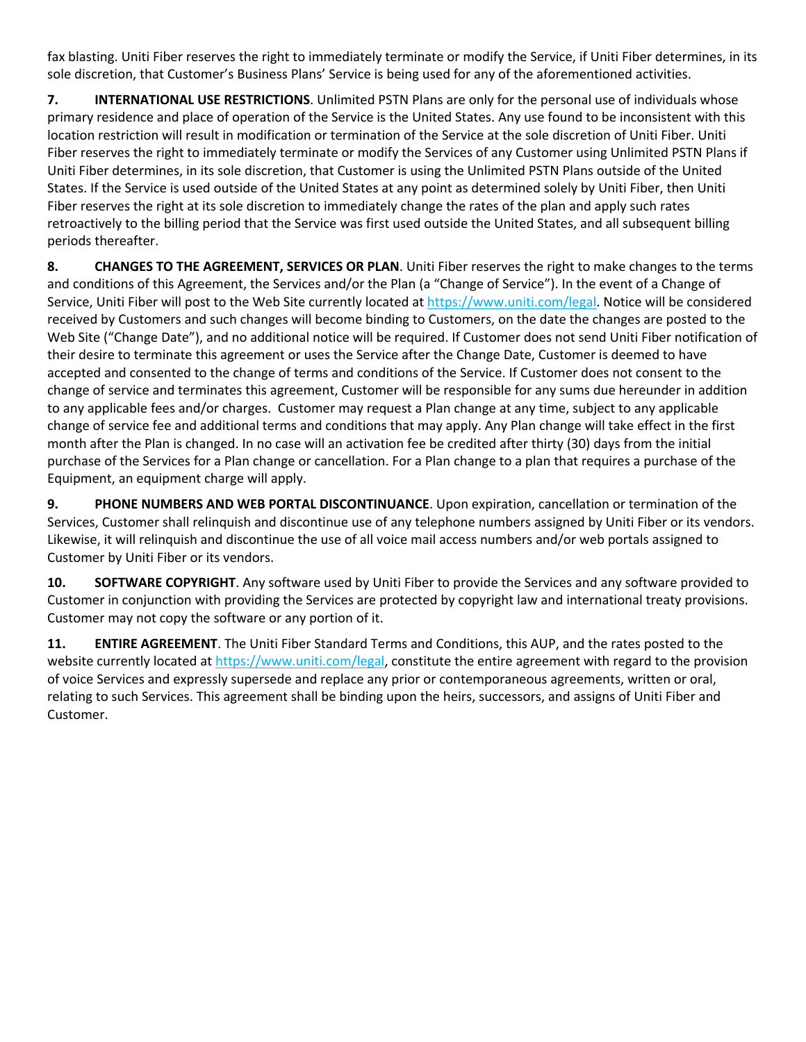fax blasting. Uniti Fiber reserves the right to immediately terminate or modify the Service, if Uniti Fiber determines, in its sole discretion, that Customer's Business Plans' Service is being used for any of the aforementioned activities.

**7. INTERNATIONAL USE RESTRICTIONS**. Unlimited PSTN Plans are only for the personal use of individuals whose primary residence and place of operation of the Service is the United States. Any use found to be inconsistent with this location restriction will result in modification or termination of the Service at the sole discretion of Uniti Fiber. Uniti Fiber reserves the right to immediately terminate or modify the Services of any Customer using Unlimited PSTN Plans if Uniti Fiber determines, in its sole discretion, that Customer is using the Unlimited PSTN Plans outside of the United States. If the Service is used outside of the United States at any point as determined solely by Uniti Fiber, then Uniti Fiber reserves the right at its sole discretion to immediately change the rates of the plan and apply such rates retroactively to the billing period that the Service was first used outside the United States, and all subsequent billing periods thereafter.

**8. CHANGES TO THE AGREEMENT, SERVICES OR PLAN**. Uniti Fiber reserves the right to make changes to the terms and conditions of this Agreement, the Services and/or the Plan (a "Change of Service"). In the event of a Change of Service, Uniti Fiber will post to the Web Site currently located at [https://www.uniti.com/legal](https://www.uniti.com/legal). Notice will be considered received by Customers and such changes will become binding to Customers, on the date the changes are posted to the Web Site ("Change Date"), and no additional notice will be required. If Customer does not send Uniti Fiber notification of their desire to terminate this agreement or uses the Service after the Change Date, Customer is deemed to have accepted and consented to the change of terms and conditions of the Service. If Customer does not consent to the change of service and terminates this agreement, Customer will be responsible for any sums due hereunder in addition to any applicable fees and/or charges. Customer may request a Plan change at any time, subject to any applicable change of service fee and additional terms and conditions that may apply. Any Plan change will take effect in the first month after the Plan is changed. In no case will an activation fee be credited after thirty (30) days from the initial purchase of the Services for a Plan change or cancellation. For a Plan change to a plan that requires a purchase of the Equipment, an equipment charge will apply.

**9. PHONE NUMBERS AND WEB PORTAL DISCONTINUANCE**. Upon expiration, cancellation or termination of the Services, Customer shall relinquish and discontinue use of any telephone numbers assigned by Uniti Fiber or its vendors. Likewise, it will relinquish and discontinue the use of all voice mail access numbers and/or web portals assigned to Customer by Uniti Fiber or its vendors.

**10. SOFTWARE COPYRIGHT**. Any software used by Uniti Fiber to provide the Services and any software provided to Customer in conjunction with providing the Services are protected by copyright law and international treaty provisions. Customer may not copy the software or any portion of it.

**11. ENTIRE AGREEMENT**. The Uniti Fiber Standard Terms and Conditions, this AUP, and the rates posted to the website currently located at [https://www.uniti.com/legal](https://www.uniti.com/legal), constitute the entire agreement with regard to the provision of voice Services and expressly supersede and replace any prior or contemporaneous agreements, written or oral, relating to such Services. This agreement shall be binding upon the heirs, successors, and assigns of Uniti Fiber and Customer.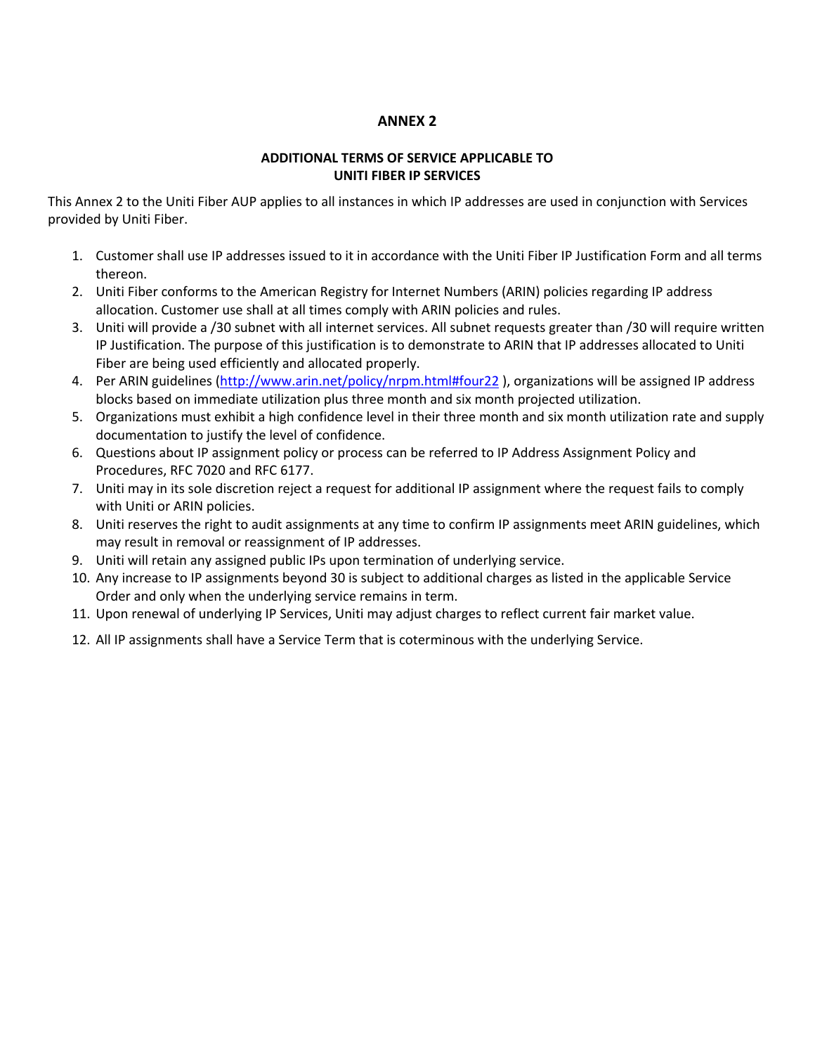# ANNEX 2

## ADDITIONAL TERMS OF SERVICE APPLICABLE TO UNITI FIBER IP SERVICES

This Annex 2 to the Uniti Fiber AUP applies to all instances in which IP addresses are used in conjunction with Services provided by Uniti Fiber.

1. Customer shall use IP addresses issued to it in accordance with the Uniti Fiber IP Justification Form and all terms thereon.
2. Uniti Fiber conforms to the American Registry for Internet Numbers (ARIN) policies regarding IP address allocation. Customer use shall at all times comply with ARIN policies and rules.
3. Uniti will provide a /30 subnet with all internet services. All subnet requests greater than /30 will require written IP Justification. The purpose of this justification is to demonstrate to ARIN that IP addresses allocated to Uniti Fiber are being used efficiently and allocated properly.
4. Per ARIN guidelines ([http://www.arin.net/policy/nrpm.html#four22](http://www.arin.net/policy/nrpm.html#four22) ), organizations will be assigned IP address blocks based on immediate utilization plus three month and six month projected utilization.
5. Organizations must exhibit a high confidence level in their three month and six month utilization rate and supply documentation to justify the level of confidence.
6. Questions about IP assignment policy or process can be referred to IP Address Assignment Policy and Procedures, RFC 7020 and RFC 6177.
7. Uniti may in its sole discretion reject a request for additional IP assignment where the request fails to comply with Uniti or ARIN policies.
8. Uniti reserves the right to audit assignments at any time to confirm IP assignments meet ARIN guidelines, which may result in removal or reassignment of IP addresses.
9. Uniti will retain any assigned public IPs upon termination of underlying service.
10. Any increase to IP assignments beyond 30 is subject to additional charges as listed in the applicable Service Order and only when the underlying service remains in term.
11. Upon renewal of underlying IP Services, Uniti may adjust charges to reflect current fair market value.
12. All IP assignments shall have a Service Term that is coterminous with the underlying Service.